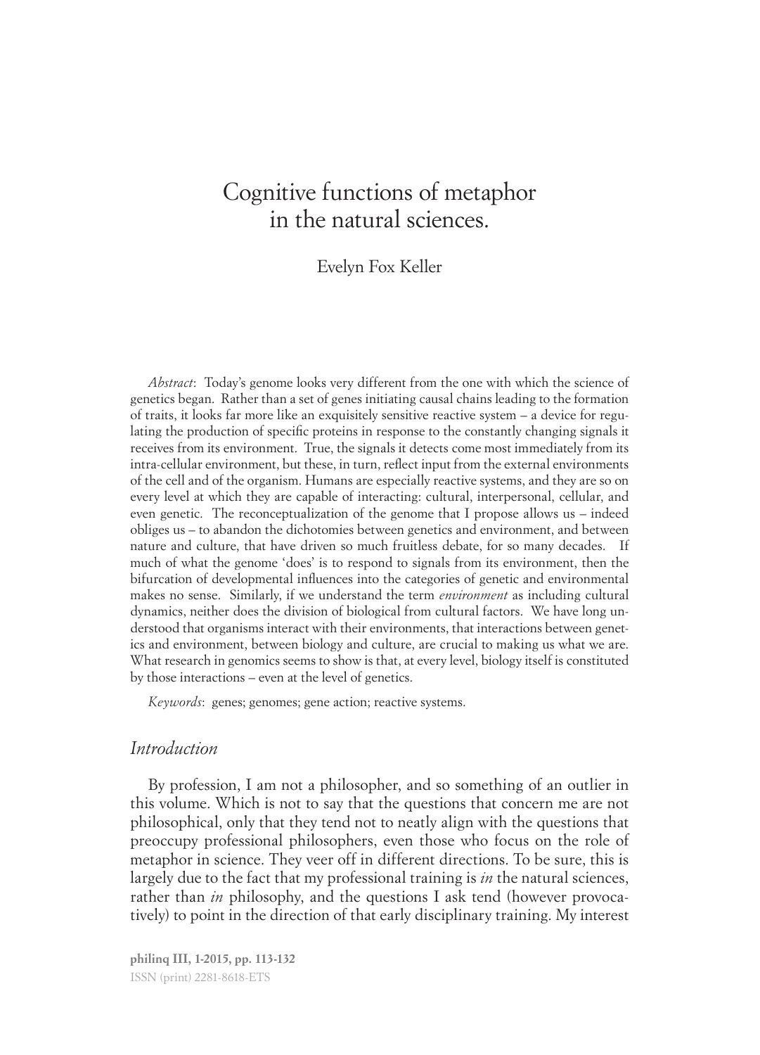# Cognitive functions of metaphor in the natural sciences.

Evelyn Fox Keller

*Abstract*: Today's genome looks very different from the one with which the science of genetics began. Rather than a set of genes initiating causal chains leading to the formation of traits, it looks far more like an exquisitely sensitive reactive system – a device for regulating the production of specific proteins in response to the constantly changing signals it receives from its environment. True, the signals it detects come most immediately from its intra-cellular environment, but these, in turn, reflect input from the external environments of the cell and of the organism. Humans are especially reactive systems, and they are so on every level at which they are capable of interacting: cultural, interpersonal, cellular, and even genetic. The reconceptualization of the genome that I propose allows us – indeed obliges us – to abandon the dichotomies between genetics and environment, and between nature and culture, that have driven so much fruitless debate, for so many decades. If much of what the genome 'does' is to respond to signals from its environment, then the bifurcation of developmental influences into the categories of genetic and environmental makes no sense. Similarly, if we understand the term *environment* as including cultural dynamics, neither does the division of biological from cultural factors. We have long understood that organisms interact with their environments, that interactions between genetics and environment, between biology and culture, are crucial to making us what we are. What research in genomics seems to show is that, at every level, biology itself is constituted by those interactions – even at the level of genetics.

*Keywords*: genes; genomes; gene action; reactive systems.

## *Introduction*

By profession, I am not a philosopher, and so something of an outlier in this volume. Which is not to say that the questions that concern me are not philosophical, only that they tend not to neatly align with the questions that preoccupy professional philosophers, even those who focus on the role of metaphor in science. They veer off in different directions. To be sure, this is largely due to the fact that my professional training is *in* the natural sciences, rather than *in* philosophy, and the questions I ask tend (however provocatively) to point in the direction of that early disciplinary training. My interest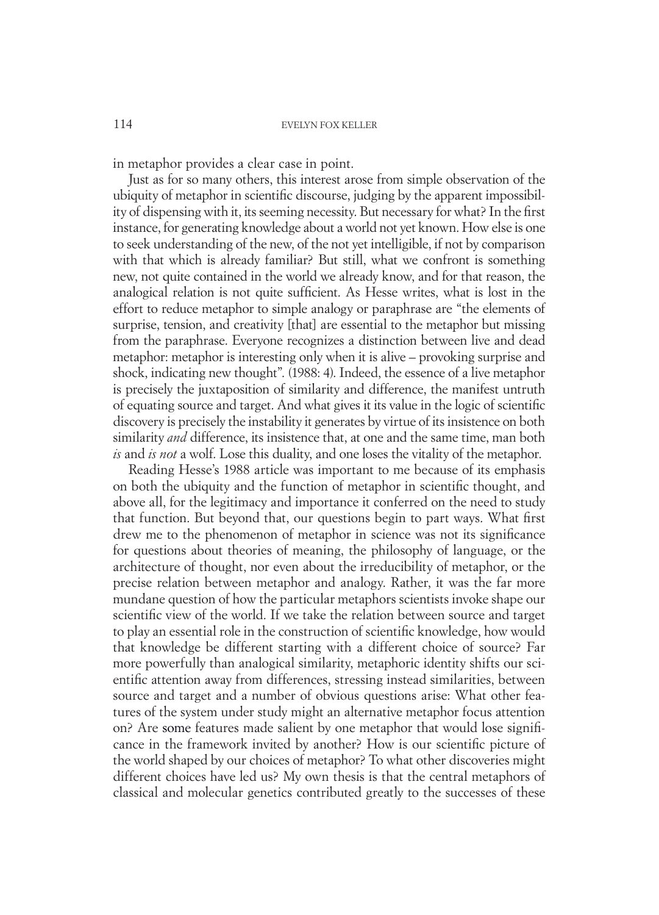in metaphor provides a clear case in point.

Just as for so many others, this interest arose from simple observation of the ubiquity of metaphor in scientific discourse, judging by the apparent impossibility of dispensing with it, its seeming necessity. But necessary for what? In the first instance, for generating knowledge about a world not yet known. How else is one to seek understanding of the new, of the not yet intelligible, if not by comparison with that which is already familiar? But still, what we confront is something new, not quite contained in the world we already know, and for that reason, the analogical relation is not quite sufficient. As Hesse writes, what is lost in the effort to reduce metaphor to simple analogy or paraphrase are "the elements of surprise, tension, and creativity [that] are essential to the metaphor but missing from the paraphrase. Everyone recognizes a distinction between live and dead metaphor: metaphor is interesting only when it is alive – provoking surprise and shock, indicating new thought". (1988: 4). Indeed, the essence of a live metaphor is precisely the juxtaposition of similarity and difference, the manifest untruth of equating source and target. And what gives it its value in the logic of scientific discovery is precisely the instability it generates by virtue of its insistence on both similarity *and* difference, its insistence that, at one and the same time, man both *is* and *is not* a wolf. Lose this duality, and one loses the vitality of the metaphor.

Reading Hesse's 1988 article was important to me because of its emphasis on both the ubiquity and the function of metaphor in scientific thought, and above all, for the legitimacy and importance it conferred on the need to study that function. But beyond that, our questions begin to part ways. What first drew me to the phenomenon of metaphor in science was not its significance for questions about theories of meaning, the philosophy of language, or the architecture of thought, nor even about the irreducibility of metaphor, or the precise relation between metaphor and analogy. Rather, it was the far more mundane question of how the particular metaphors scientists invoke shape our scientific view of the world. If we take the relation between source and target to play an essential role in the construction of scientific knowledge, how would that knowledge be different starting with a different choice of source? Far more powerfully than analogical similarity, metaphoric identity shifts our scientific attention away from differences, stressing instead similarities, between source and target and a number of obvious questions arise: What other features of the system under study might an alternative metaphor focus attention on? Are some features made salient by one metaphor that would lose significance in the framework invited by another? How is our scientific picture of the world shaped by our choices of metaphor? To what other discoveries might different choices have led us? My own thesis is that the central metaphors of classical and molecular genetics contributed greatly to the successes of these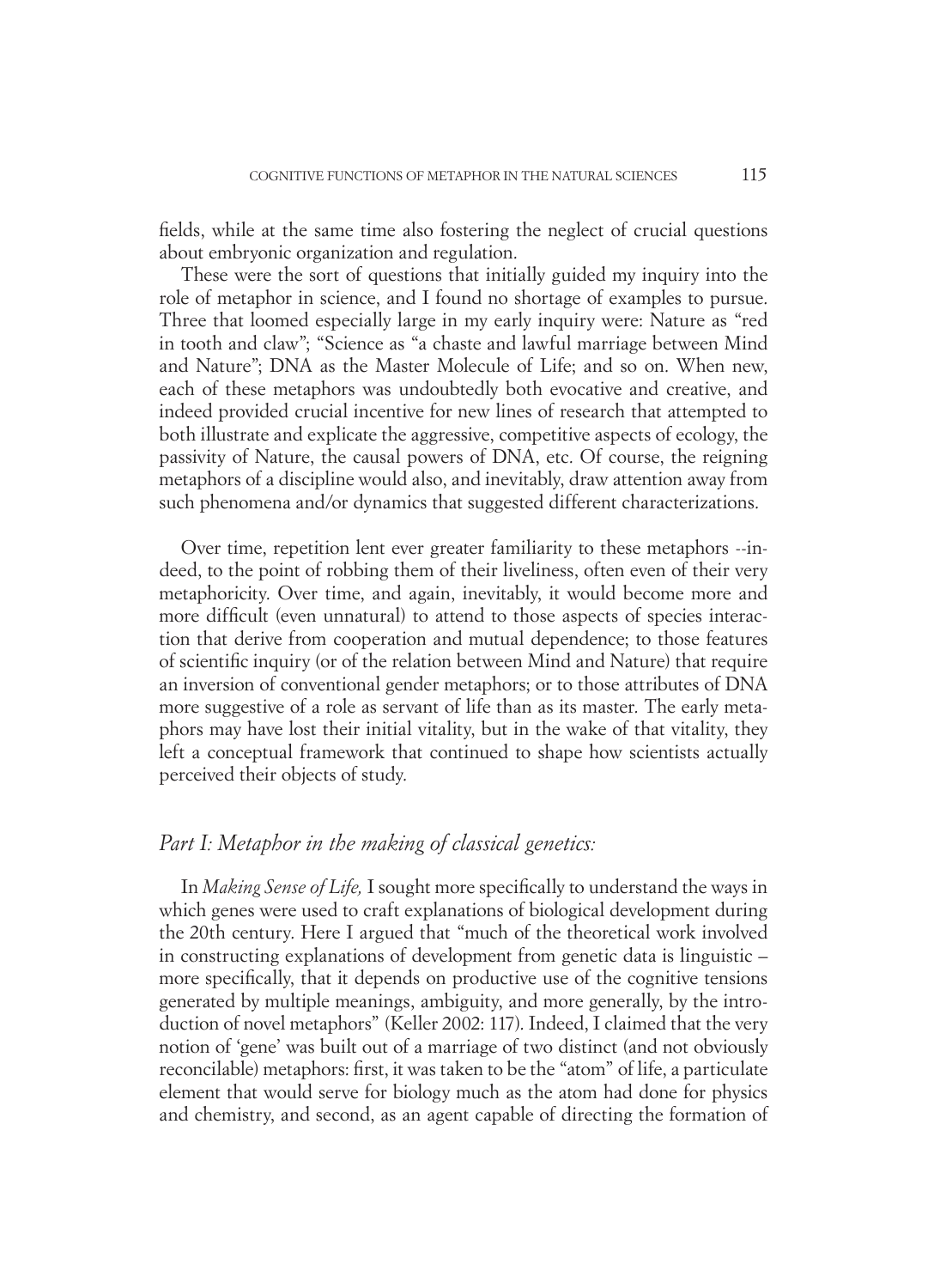fields, while at the same time also fostering the neglect of crucial questions about embryonic organization and regulation.

These were the sort of questions that initially guided my inquiry into the role of metaphor in science, and I found no shortage of examples to pursue. Three that loomed especially large in my early inquiry were: Nature as "red in tooth and claw"; "Science as "a chaste and lawful marriage between Mind and Nature"; DNA as the Master Molecule of Life; and so on. When new, each of these metaphors was undoubtedly both evocative and creative, and indeed provided crucial incentive for new lines of research that attempted to both illustrate and explicate the aggressive, competitive aspects of ecology, the passivity of Nature, the causal powers of DNA, etc. Of course, the reigning metaphors of a discipline would also, and inevitably, draw attention away from such phenomena and/or dynamics that suggested different characterizations.

Over time, repetition lent ever greater familiarity to these metaphors --indeed, to the point of robbing them of their liveliness, often even of their very metaphoricity. Over time, and again, inevitably, it would become more and more difficult (even unnatural) to attend to those aspects of species interaction that derive from cooperation and mutual dependence; to those features of scientific inquiry (or of the relation between Mind and Nature) that require an inversion of conventional gender metaphors; or to those attributes of DNA more suggestive of a role as servant of life than as its master. The early metaphors may have lost their initial vitality, but in the wake of that vitality, they left a conceptual framework that continued to shape how scientists actually perceived their objects of study.

## *Part I: Metaphor in the making of classical genetics:*

In *Making Sense of Life,* I sought more specifically to understand the ways in which genes were used to craft explanations of biological development during the 20th century. Here I argued that "much of the theoretical work involved in constructing explanations of development from genetic data is linguistic – more specifically, that it depends on productive use of the cognitive tensions generated by multiple meanings, ambiguity, and more generally, by the introduction of novel metaphors" (Keller 2002: 117). Indeed, I claimed that the very notion of 'gene' was built out of a marriage of two distinct (and not obviously reconcilable) metaphors: first, it was taken to be the "atom" of life, a particulate element that would serve for biology much as the atom had done for physics and chemistry, and second, as an agent capable of directing the formation of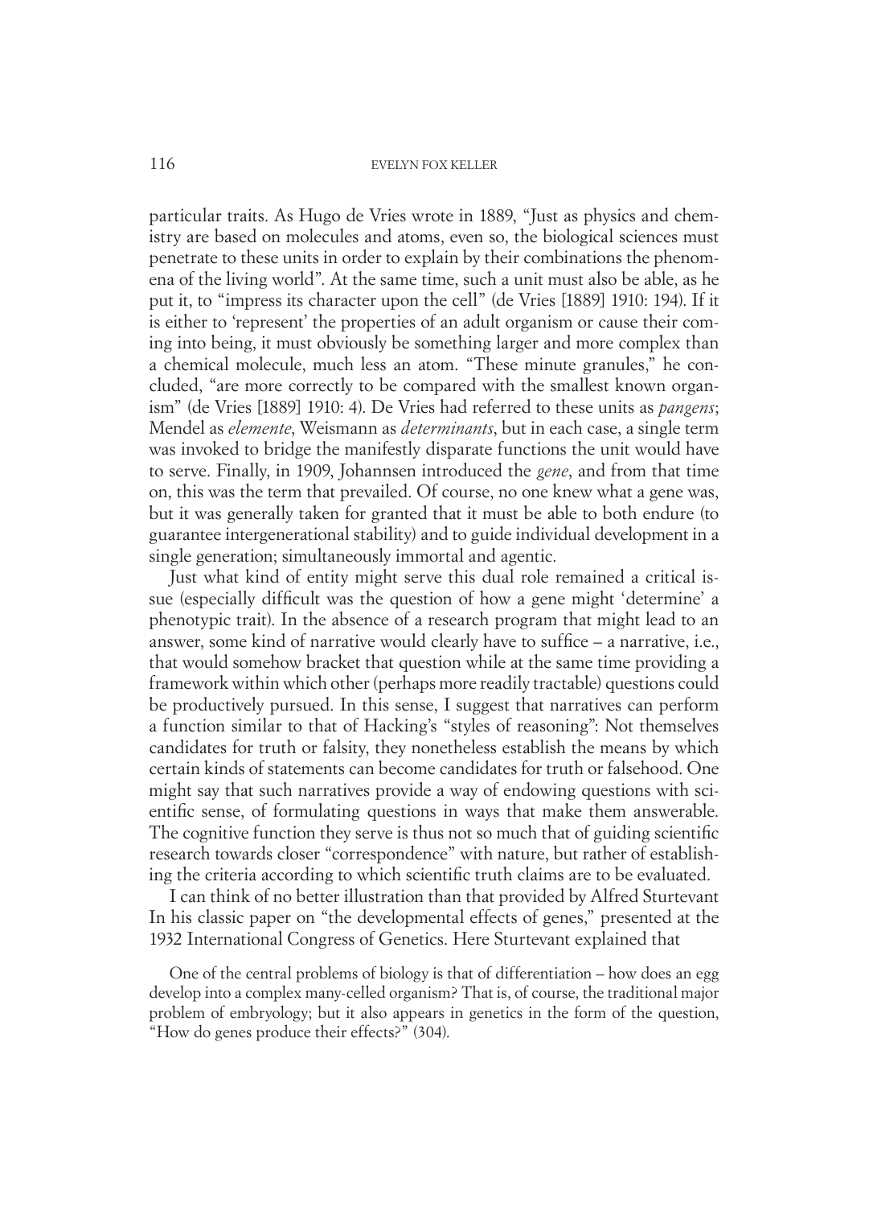particular traits. As Hugo de Vries wrote in 1889, "Just as physics and chemistry are based on molecules and atoms, even so, the biological sciences must penetrate to these units in order to explain by their combinations the phenomena of the living world". At the same time, such a unit must also be able, as he put it, to "impress its character upon the cell" (de Vries [1889] 1910: 194). If it is either to 'represent' the properties of an adult organism or cause their coming into being, it must obviously be something larger and more complex than a chemical molecule, much less an atom. "These minute granules," he concluded, "are more correctly to be compared with the smallest known organism" (de Vries [1889] 1910: 4). De Vries had referred to these units as *pangens*; Mendel as *elemente*, Weismann as *determinants*, but in each case, a single term was invoked to bridge the manifestly disparate functions the unit would have to serve. Finally, in 1909, Johannsen introduced the *gene*, and from that time on, this was the term that prevailed. Of course, no one knew what a gene was, but it was generally taken for granted that it must be able to both endure (to guarantee intergenerational stability) and to guide individual development in a single generation; simultaneously immortal and agentic.

Just what kind of entity might serve this dual role remained a critical issue (especially difficult was the question of how a gene might 'determine' a phenotypic trait). In the absence of a research program that might lead to an answer, some kind of narrative would clearly have to suffice – a narrative, i.e., that would somehow bracket that question while at the same time providing a framework within which other (perhaps more readily tractable) questions could be productively pursued. In this sense, I suggest that narratives can perform a function similar to that of Hacking's "styles of reasoning": Not themselves candidates for truth or falsity, they nonetheless establish the means by which certain kinds of statements can become candidates for truth or falsehood. One might say that such narratives provide a way of endowing questions with scientific sense, of formulating questions in ways that make them answerable. The cognitive function they serve is thus not so much that of guiding scientific research towards closer "correspondence" with nature, but rather of establishing the criteria according to which scientific truth claims are to be evaluated.

I can think of no better illustration than that provided by Alfred Sturtevant In his classic paper on "the developmental effects of genes," presented at the 1932 International Congress of Genetics. Here Sturtevant explained that

> One of the central problems of biology is that of differentiation – how does an egg develop into a complex many-celled organism? That is, of course, the traditional major problem of embryology; but it also appears in genetics in the form of the question, "How do genes produce their effects?" (304).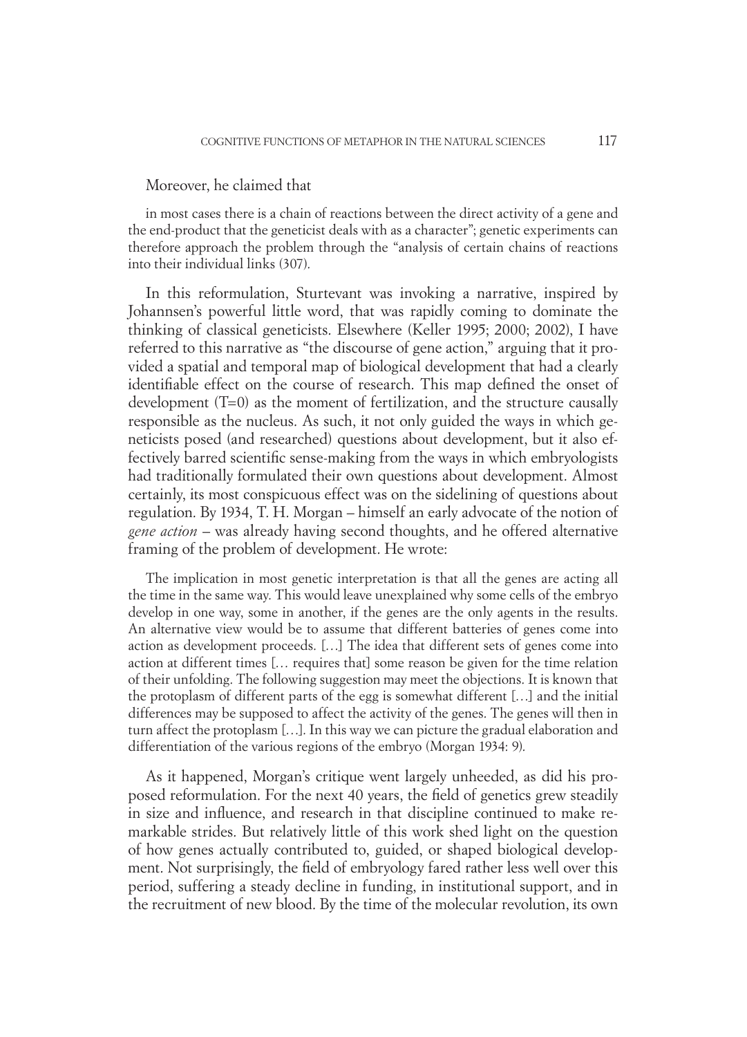Moreover, he claimed that

> in most cases there is a chain of reactions between the direct activity of a gene and the end-product that the geneticist deals with as a character"; genetic experiments can therefore approach the problem through the "analysis of certain chains of reactions into their individual links (307).

In this reformulation, Sturtevant was invoking a narrative, inspired by Johannsen's powerful little word, that was rapidly coming to dominate the thinking of classical geneticists. Elsewhere (Keller 1995; 2000; 2002), I have referred to this narrative as "the discourse of gene action," arguing that it provided a spatial and temporal map of biological development that had a clearly identifiable effect on the course of research. This map defined the onset of development (T=0) as the moment of fertilization, and the structure causally responsible as the nucleus. As such, it not only guided the ways in which geneticists posed (and researched) questions about development, but it also effectively barred scientific sense-making from the ways in which embryologists had traditionally formulated their own questions about development. Almost certainly, its most conspicuous effect was on the sidelining of questions about regulation. By 1934, T. H. Morgan – himself an early advocate of the notion of *gene action* – was already having second thoughts, and he offered alternative framing of the problem of development. He wrote:

> The implication in most genetic interpretation is that all the genes are acting all the time in the same way. This would leave unexplained why some cells of the embryo develop in one way, some in another, if the genes are the only agents in the results. An alternative view would be to assume that different batteries of genes come into action as development proceeds. […] The idea that different sets of genes come into action at different times [… requires that] some reason be given for the time relation of their unfolding. The following suggestion may meet the objections. It is known that the protoplasm of different parts of the egg is somewhat different […] and the initial differences may be supposed to affect the activity of the genes. The genes will then in turn affect the protoplasm […]. In this way we can picture the gradual elaboration and differentiation of the various regions of the embryo (Morgan 1934: 9).

As it happened, Morgan's critique went largely unheeded, as did his proposed reformulation. For the next 40 years, the field of genetics grew steadily in size and influence, and research in that discipline continued to make remarkable strides. But relatively little of this work shed light on the question of how genes actually contributed to, guided, or shaped biological development. Not surprisingly, the field of embryology fared rather less well over this period, suffering a steady decline in funding, in institutional support, and in the recruitment of new blood. By the time of the molecular revolution, its own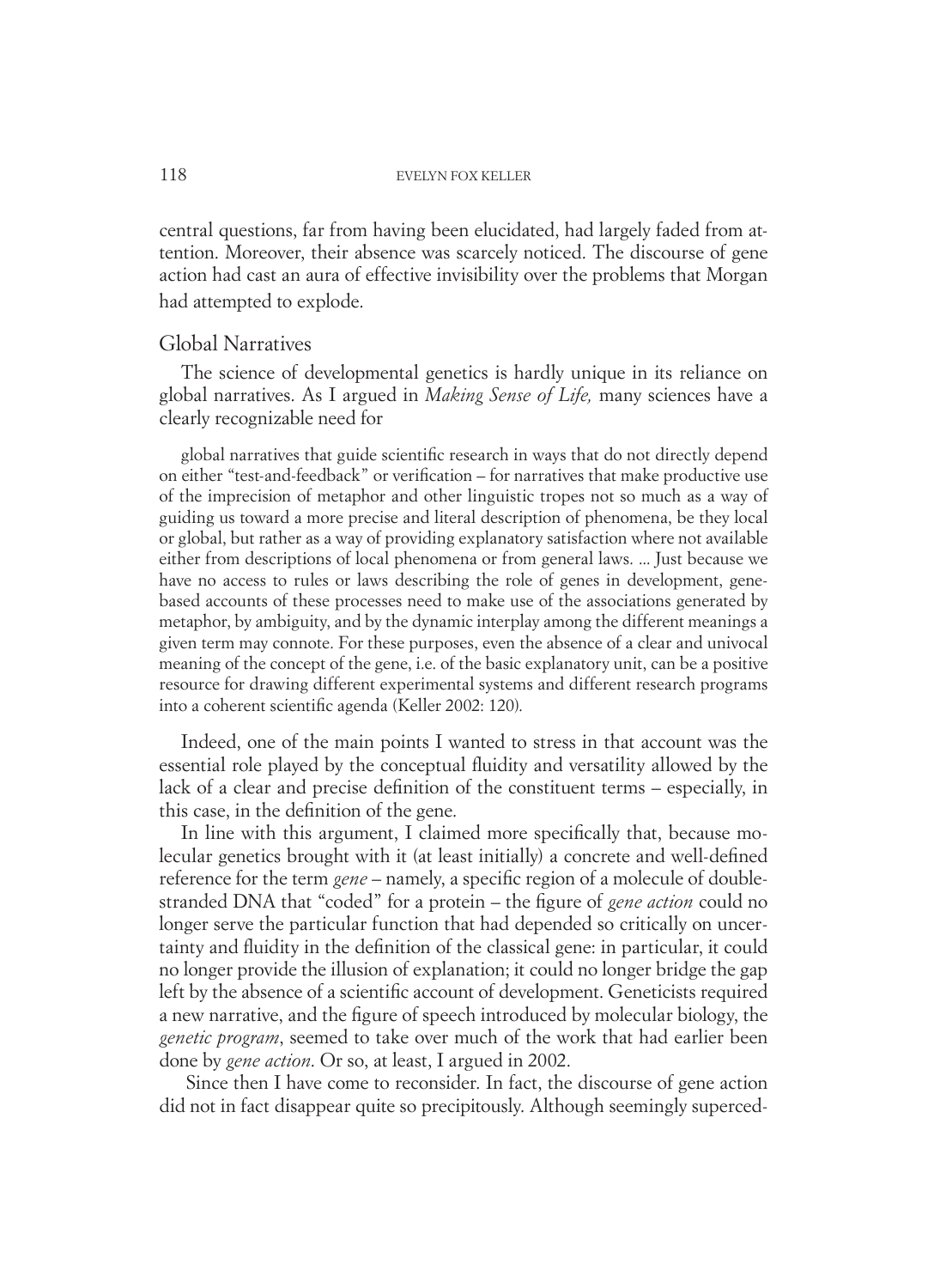central questions, far from having been elucidated, had largely faded from attention. Moreover, their absence was scarcely noticed. The discourse of gene action had cast an aura of effective invisibility over the problems that Morgan had attempted to explode.

## Global Narratives

The science of developmental genetics is hardly unique in its reliance on global narratives. As I argued in *Making Sense of Life,* many sciences have a clearly recognizable need for

> global narratives that guide scientific research in ways that do not directly depend on either "test-and-feedback" or verification – for narratives that make productive use of the imprecision of metaphor and other linguistic tropes not so much as a way of guiding us toward a more precise and literal description of phenomena, be they local or global, but rather as a way of providing explanatory satisfaction where not available either from descriptions of local phenomena or from general laws. ... Just because we have no access to rules or laws describing the role of genes in development, gene-based accounts of these processes need to make use of the associations generated by metaphor, by ambiguity, and by the dynamic interplay among the different meanings a given term may connote. For these purposes, even the absence of a clear and univocal meaning of the concept of the gene, i.e. of the basic explanatory unit, can be a positive resource for drawing different experimental systems and different research programs into a coherent scientific agenda (Keller 2002: 120).

Indeed, one of the main points I wanted to stress in that account was the essential role played by the conceptual fluidity and versatility allowed by the lack of a clear and precise definition of the constituent terms – especially, in this case, in the definition of the gene.

In line with this argument, I claimed more specifically that, because molecular genetics brought with it (at least initially) a concrete and well-defined reference for the term *gene* – namely, a specific region of a molecule of double-stranded DNA that "coded" for a protein – the figure of *gene action* could no longer serve the particular function that had depended so critically on uncertainty and fluidity in the definition of the classical gene: in particular, it could no longer provide the illusion of explanation; it could no longer bridge the gap left by the absence of a scientific account of development. Geneticists required a new narrative, and the figure of speech introduced by molecular biology, the *genetic program*, seemed to take over much of the work that had earlier been done by *gene action*. Or so, at least, I argued in 2002.

Since then I have come to reconsider. In fact, the discourse of gene action did not in fact disappear quite so precipitously. Although seemingly superced-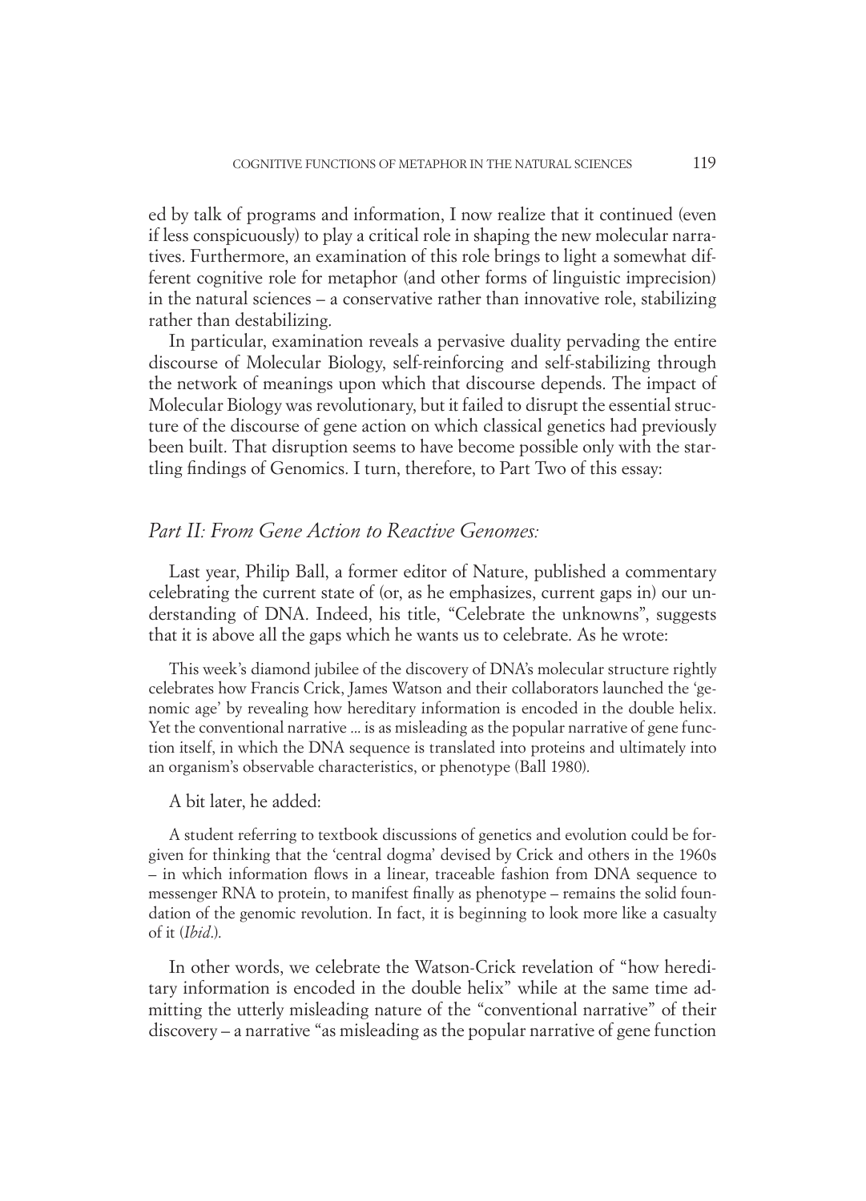ed by talk of programs and information, I now realize that it continued (even if less conspicuously) to play a critical role in shaping the new molecular narratives. Furthermore, an examination of this role brings to light a somewhat different cognitive role for metaphor (and other forms of linguistic imprecision) in the natural sciences – a conservative rather than innovative role, stabilizing rather than destabilizing.

In particular, examination reveals a pervasive duality pervading the entire discourse of Molecular Biology, self-reinforcing and self-stabilizing through the network of meanings upon which that discourse depends. The impact of Molecular Biology was revolutionary, but it failed to disrupt the essential structure of the discourse of gene action on which classical genetics had previously been built. That disruption seems to have become possible only with the startling findings of Genomics. I turn, therefore, to Part Two of this essay:

## *Part II: From Gene Action to Reactive Genomes:*

Last year, Philip Ball, a former editor of Nature, published a commentary celebrating the current state of (or, as he emphasizes, current gaps in) our understanding of DNA. Indeed, his title, "Celebrate the unknowns", suggests that it is above all the gaps which he wants us to celebrate. As he wrote:

> This week's diamond jubilee of the discovery of DNA's molecular structure rightly celebrates how Francis Crick, James Watson and their collaborators launched the 'genomic age' by revealing how hereditary information is encoded in the double helix. Yet the conventional narrative ... is as misleading as the popular narrative of gene function itself, in which the DNA sequence is translated into proteins and ultimately into an organism's observable characteristics, or phenotype (Ball 1980).

A bit later, he added:

> A student referring to textbook discussions of genetics and evolution could be forgiven for thinking that the 'central dogma' devised by Crick and others in the 1960s – in which information flows in a linear, traceable fashion from DNA sequence to messenger RNA to protein, to manifest finally as phenotype – remains the solid foundation of the genomic revolution. In fact, it is beginning to look more like a casualty of it (*Ibid*.).

In other words, we celebrate the Watson-Crick revelation of "how hereditary information is encoded in the double helix" while at the same time admitting the utterly misleading nature of the "conventional narrative" of their discovery – a narrative "as misleading as the popular narrative of gene function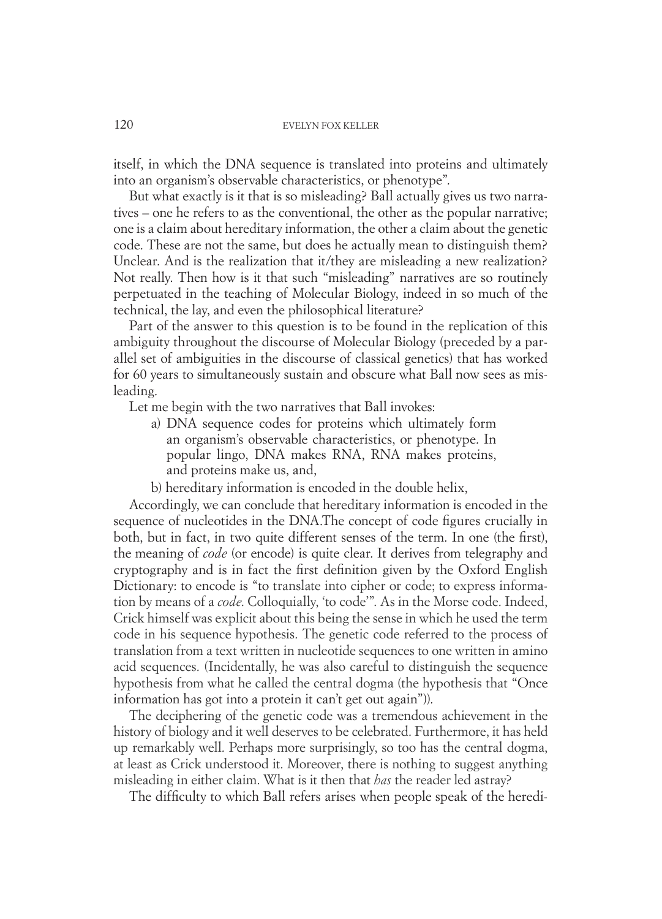itself, in which the DNA sequence is translated into proteins and ultimately into an organism's observable characteristics, or phenotype".

But what exactly is it that is so misleading? Ball actually gives us two narratives – one he refers to as the conventional, the other as the popular narrative; one is a claim about hereditary information, the other a claim about the genetic code. These are not the same, but does he actually mean to distinguish them? Unclear. And is the realization that it/they are misleading a new realization? Not really. Then how is it that such "misleading" narratives are so routinely perpetuated in the teaching of Molecular Biology, indeed in so much of the technical, the lay, and even the philosophical literature?

Part of the answer to this question is to be found in the replication of this ambiguity throughout the discourse of Molecular Biology (preceded by a parallel set of ambiguities in the discourse of classical genetics) that has worked for 60 years to simultaneously sustain and obscure what Ball now sees as misleading.

Let me begin with the two narratives that Ball invokes:

a) DNA sequence codes for proteins which ultimately form an organism's observable characteristics, or phenotype. In popular lingo, DNA makes RNA, RNA makes proteins, and proteins make us, and,

b) hereditary information is encoded in the double helix,

Accordingly, we can conclude that hereditary information is encoded in the sequence of nucleotides in the DNA.The concept of code figures crucially in both, but in fact, in two quite different senses of the term. In one (the first), the meaning of *code* (or encode) is quite clear. It derives from telegraphy and cryptography and is in fact the first definition given by the Oxford English Dictionary: to encode is "to translate into cipher or code; to express information by means of a *code*. Colloquially, 'to code'". As in the Morse code. Indeed, Crick himself was explicit about this being the sense in which he used the term code in his sequence hypothesis. The genetic code referred to the process of translation from a text written in nucleotide sequences to one written in amino acid sequences. (Incidentally, he was also careful to distinguish the sequence hypothesis from what he called the central dogma (the hypothesis that "Once information has got into a protein it can't get out again")).

The deciphering of the genetic code was a tremendous achievement in the history of biology and it well deserves to be celebrated. Furthermore, it has held up remarkably well. Perhaps more surprisingly, so too has the central dogma, at least as Crick understood it. Moreover, there is nothing to suggest anything misleading in either claim. What is it then that *has* the reader led astray?

The difficulty to which Ball refers arises when people speak of the heredi-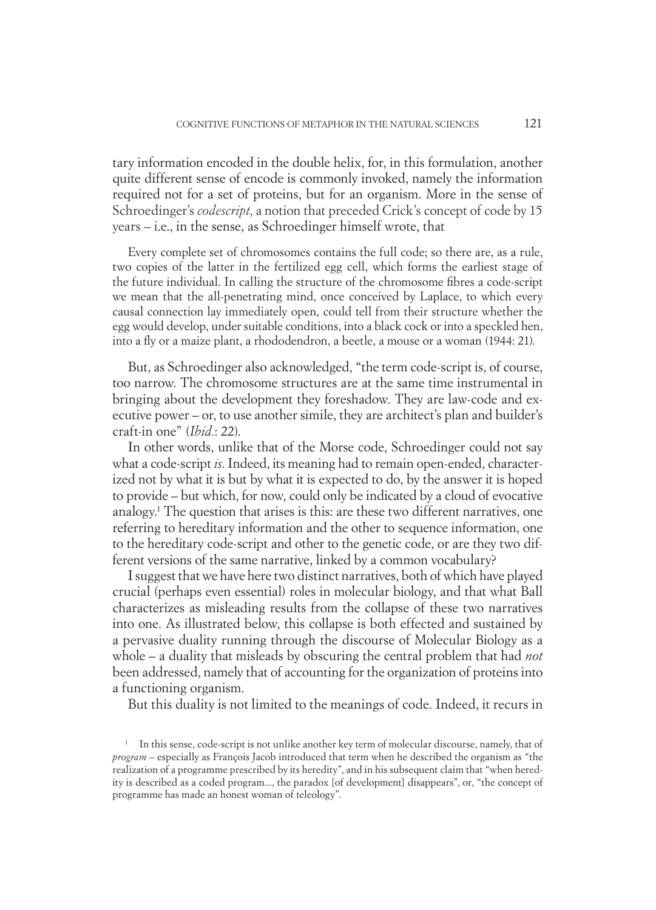tary information encoded in the double helix, for, in this formulation, another quite different sense of encode is commonly invoked, namely the information required not for a set of proteins, but for an organism. More in the sense of Schroedinger's *codescript*, a notion that preceded Crick's concept of code by 15 years – i.e., in the sense, as Schroedinger himself wrote, that

> Every complete set of chromosomes contains the full code; so there are, as a rule, two copies of the latter in the fertilized egg cell, which forms the earliest stage of the future individual. In calling the structure of the chromosome fibres a code-script we mean that the all-penetrating mind, once conceived by Laplace, to which every causal connection lay immediately open, could tell from their structure whether the egg would develop, under suitable conditions, into a black cock or into a speckled hen, into a fly or a maize plant, a rhododendron, a beetle, a mouse or a woman (1944: 21).

But, as Schroedinger also acknowledged, "the term code-script is, of course, too narrow. The chromosome structures are at the same time instrumental in bringing about the development they foreshadow. They are law-code and executive power – or, to use another simile, they are architect's plan and builder's craft-in one" (*Ibid.*: 22).

In other words, unlike that of the Morse code, Schroedinger could not say what a code-script *is*. Indeed, its meaning had to remain open-ended, characterized not by what it is but by what it is expected to do, by the answer it is hoped to provide – but which, for now, could only be indicated by a cloud of evocative analogy.[1] The question that arises is this: are these two different narratives, one referring to hereditary information and the other to sequence information, one to the hereditary code-script and other to the genetic code, or are they two different versions of the same narrative, linked by a common vocabulary?

I suggest that we have here two distinct narratives, both of which have played crucial (perhaps even essential) roles in molecular biology, and that what Ball characterizes as misleading results from the collapse of these two narratives into one. As illustrated below, this collapse is both effected and sustained by a pervasive duality running through the discourse of Molecular Biology as a whole – a duality that misleads by obscuring the central problem that had *not* been addressed, namely that of accounting for the organization of proteins into a functioning organism.

But this duality is not limited to the meanings of code. Indeed, it recurs in

[1] In this sense, code-script is not unlike another key term of molecular discourse, namely, that of *program* – especially as François Jacob introduced that term when he described the organism as "the realization of a programme prescribed by its heredity", and in his subsequent claim that "when heredity is described as a coded program..., the paradox [of development] disappears", or, "the concept of programme has made an honest woman of teleology".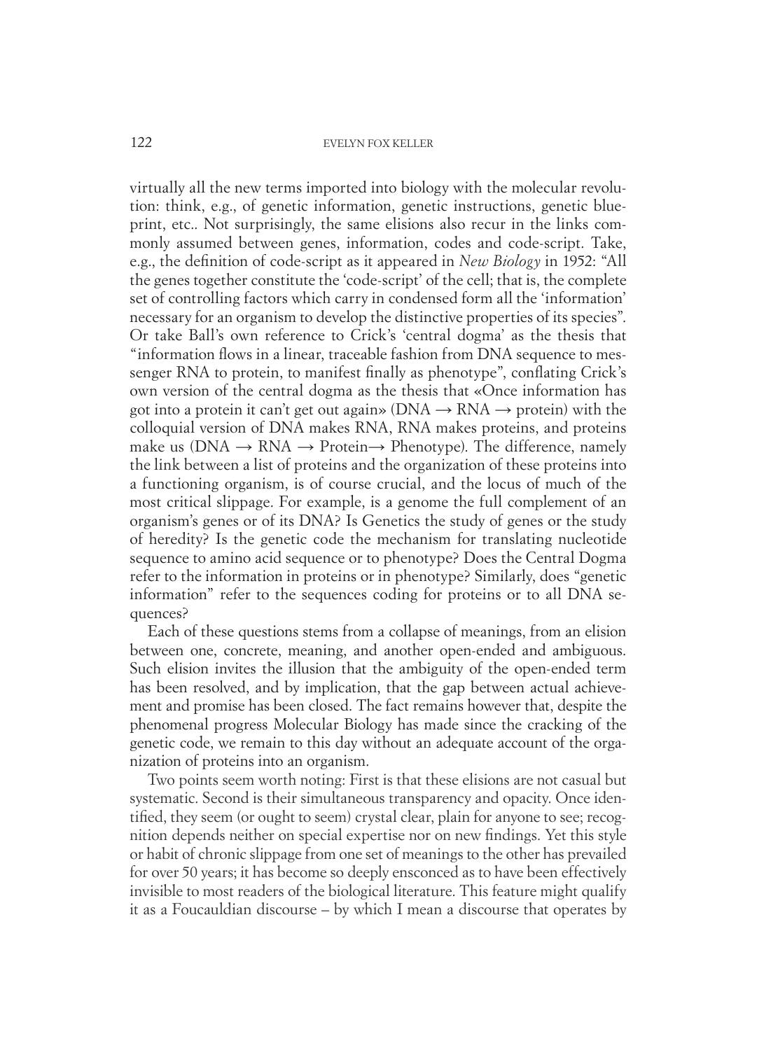virtually all the new terms imported into biology with the molecular revolution: think, e.g., of genetic information, genetic instructions, genetic blueprint, etc.. Not surprisingly, the same elisions also recur in the links commonly assumed between genes, information, codes and code-script. Take, e.g., the definition of code-script as it appeared in *New Biology* in 1952: "All the genes together constitute the 'code-script' of the cell; that is, the complete set of controlling factors which carry in condensed form all the 'information' necessary for an organism to develop the distinctive properties of its species". Or take Ball's own reference to Crick's 'central dogma' as the thesis that "information flows in a linear, traceable fashion from DNA sequence to messenger RNA to protein, to manifest finally as phenotype", conflating Crick's own version of the central dogma as the thesis that «Once information has got into a protein it can't get out again» (DNA → RNA → protein) with the colloquial version of DNA makes RNA, RNA makes proteins, and proteins make us (DNA → RNA → Protein→ Phenotype). The difference, namely the link between a list of proteins and the organization of these proteins into a functioning organism, is of course crucial, and the locus of much of the most critical slippage. For example, is a genome the full complement of an organism's genes or of its DNA? Is Genetics the study of genes or the study of heredity? Is the genetic code the mechanism for translating nucleotide sequence to amino acid sequence or to phenotype? Does the Central Dogma refer to the information in proteins or in phenotype? Similarly, does "genetic information" refer to the sequences coding for proteins or to all DNA sequences?

Each of these questions stems from a collapse of meanings, from an elision between one, concrete, meaning, and another open-ended and ambiguous. Such elision invites the illusion that the ambiguity of the open-ended term has been resolved, and by implication, that the gap between actual achievement and promise has been closed. The fact remains however that, despite the phenomenal progress Molecular Biology has made since the cracking of the genetic code, we remain to this day without an adequate account of the organization of proteins into an organism.

Two points seem worth noting: First is that these elisions are not casual but systematic. Second is their simultaneous transparency and opacity. Once identified, they seem (or ought to seem) crystal clear, plain for anyone to see; recognition depends neither on special expertise nor on new findings. Yet this style or habit of chronic slippage from one set of meanings to the other has prevailed for over 50 years; it has become so deeply ensconced as to have been effectively invisible to most readers of the biological literature. This feature might qualify it as a Foucauldian discourse – by which I mean a discourse that operates by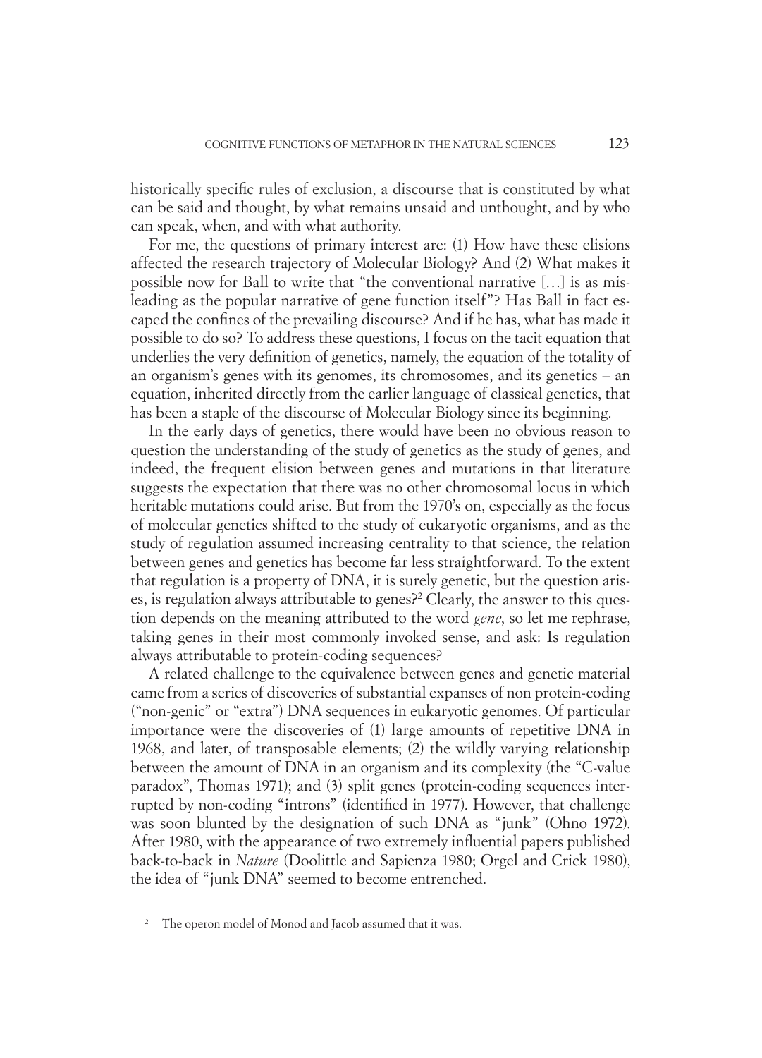historically specific rules of exclusion, a discourse that is constituted by what can be said and thought, by what remains unsaid and unthought, and by who can speak, when, and with what authority.

For me, the questions of primary interest are: (1) How have these elisions affected the research trajectory of Molecular Biology? And (2) What makes it possible now for Ball to write that "the conventional narrative […] is as misleading as the popular narrative of gene function itself"? Has Ball in fact escaped the confines of the prevailing discourse? And if he has, what has made it possible to do so? To address these questions, I focus on the tacit equation that underlies the very definition of genetics, namely, the equation of the totality of an organism's genes with its genomes, its chromosomes, and its genetics – an equation, inherited directly from the earlier language of classical genetics, that has been a staple of the discourse of Molecular Biology since its beginning.

In the early days of genetics, there would have been no obvious reason to question the understanding of the study of genetics as the study of genes, and indeed, the frequent elision between genes and mutations in that literature suggests the expectation that there was no other chromosomal locus in which heritable mutations could arise. But from the 1970's on, especially as the focus of molecular genetics shifted to the study of eukaryotic organisms, and as the study of regulation assumed increasing centrality to that science, the relation between genes and genetics has become far less straightforward. To the extent that regulation is a property of DNA, it is surely genetic, but the question arises, is regulation always attributable to genes?[2] Clearly, the answer to this question depends on the meaning attributed to the word *gene*, so let me rephrase, taking genes in their most commonly invoked sense, and ask: Is regulation always attributable to protein-coding sequences?

A related challenge to the equivalence between genes and genetic material came from a series of discoveries of substantial expanses of non protein-coding ("non-genic" or "extra") DNA sequences in eukaryotic genomes. Of particular importance were the discoveries of (1) large amounts of repetitive DNA in 1968, and later, of transposable elements; (2) the wildly varying relationship between the amount of DNA in an organism and its complexity (the "C-value paradox", Thomas 1971); and (3) split genes (protein-coding sequences interrupted by non-coding "introns" (identified in 1977). However, that challenge was soon blunted by the designation of such DNA as "junk" (Ohno 1972). After 1980, with the appearance of two extremely influential papers published back-to-back in *Nature* (Doolittle and Sapienza 1980; Orgel and Crick 1980), the idea of "junk DNA" seemed to become entrenched.

[2] The operon model of Monod and Jacob assumed that it was.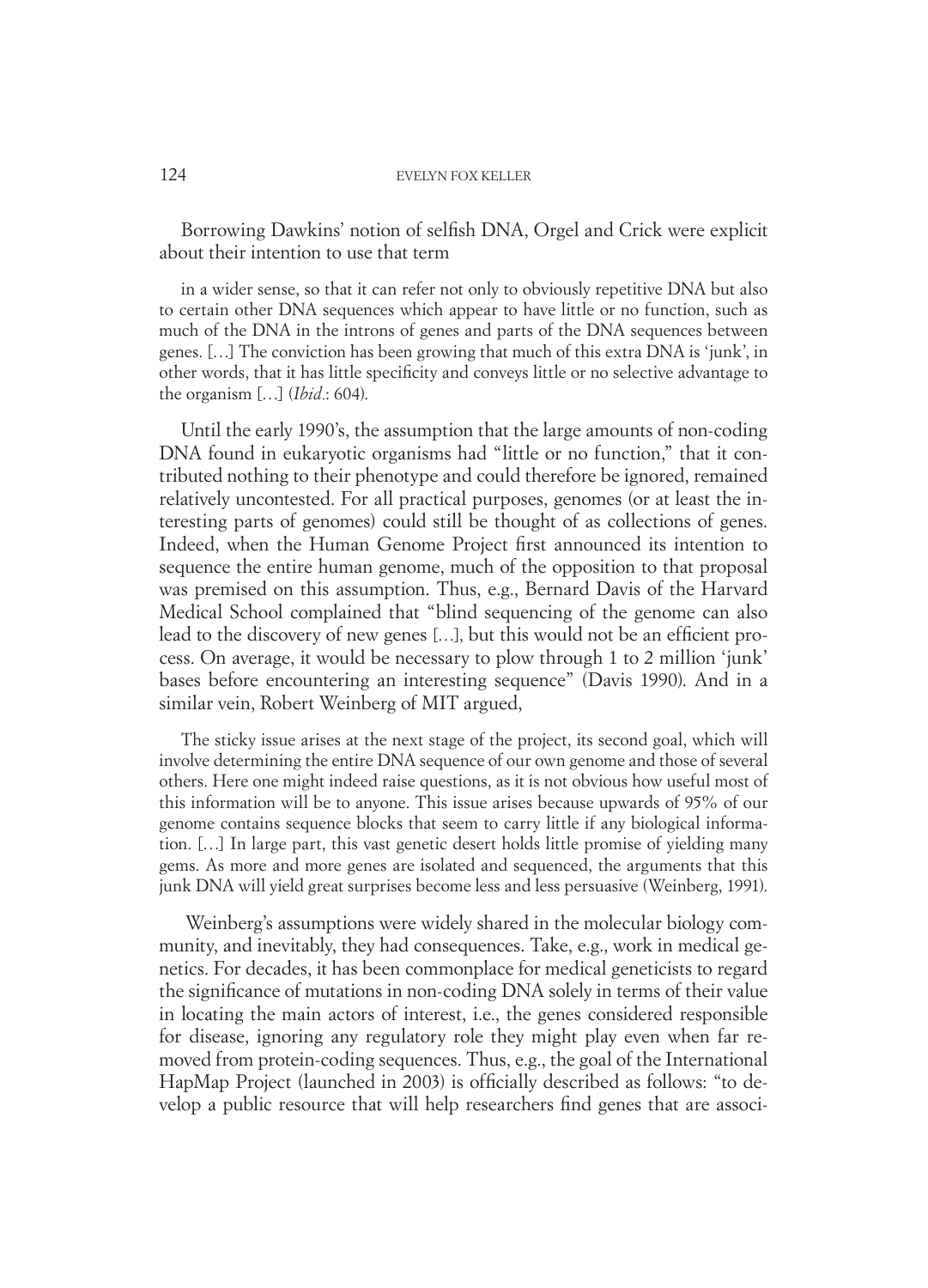Borrowing Dawkins' notion of selfish DNA, Orgel and Crick were explicit about their intention to use that term

> in a wider sense, so that it can refer not only to obviously repetitive DNA but also to certain other DNA sequences which appear to have little or no function, such as much of the DNA in the introns of genes and parts of the DNA sequences between genes. […] The conviction has been growing that much of this extra DNA is 'junk', in other words, that it has little specificity and conveys little or no selective advantage to the organism […] (*Ibid.*: 604).

Until the early 1990's, the assumption that the large amounts of non-coding DNA found in eukaryotic organisms had "little or no function," that it contributed nothing to their phenotype and could therefore be ignored, remained relatively uncontested. For all practical purposes, genomes (or at least the interesting parts of genomes) could still be thought of as collections of genes. Indeed, when the Human Genome Project first announced its intention to sequence the entire human genome, much of the opposition to that proposal was premised on this assumption. Thus, e.g., Bernard Davis of the Harvard Medical School complained that "blind sequencing of the genome can also lead to the discovery of new genes […], but this would not be an efficient process. On average, it would be necessary to plow through 1 to 2 million 'junk' bases before encountering an interesting sequence" (Davis 1990). And in a similar vein, Robert Weinberg of MIT argued,

> The sticky issue arises at the next stage of the project, its second goal, which will involve determining the entire DNA sequence of our own genome and those of several others. Here one might indeed raise questions, as it is not obvious how useful most of this information will be to anyone. This issue arises because upwards of 95% of our genome contains sequence blocks that seem to carry little if any biological information. […] In large part, this vast genetic desert holds little promise of yielding many gems. As more and more genes are isolated and sequenced, the arguments that this junk DNA will yield great surprises become less and less persuasive (Weinberg, 1991).

Weinberg's assumptions were widely shared in the molecular biology community, and inevitably, they had consequences. Take, e.g., work in medical genetics. For decades, it has been commonplace for medical geneticists to regard the significance of mutations in non-coding DNA solely in terms of their value in locating the main actors of interest, i.e., the genes considered responsible for disease, ignoring any regulatory role they might play even when far removed from protein-coding sequences. Thus, e.g., the goal of the International HapMap Project (launched in 2003) is officially described as follows: "to develop a public resource that will help researchers find genes that are associ-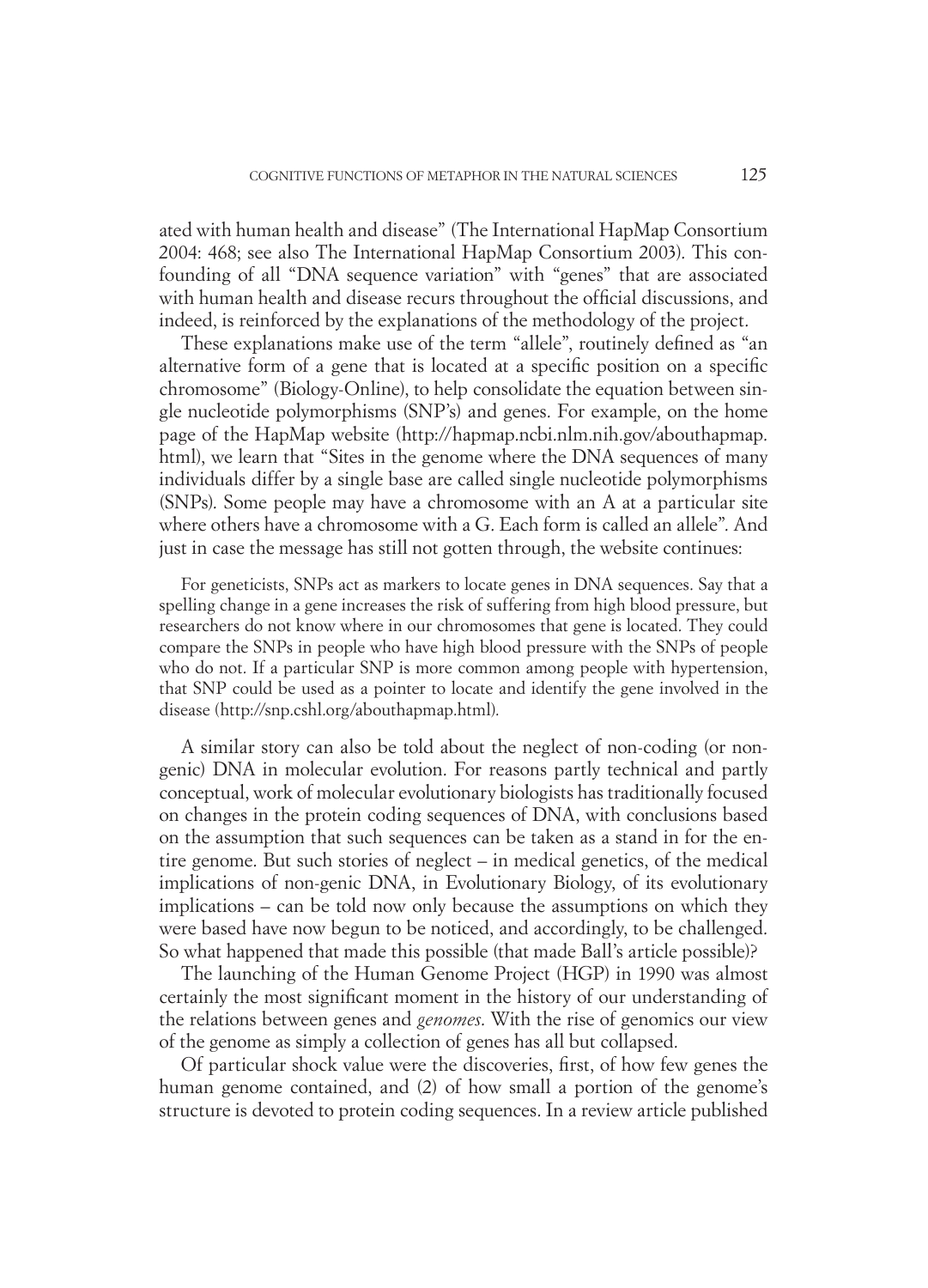ated with human health and disease" (The International HapMap Consortium 2004: 468; see also The International HapMap Consortium 2003). This confounding of all "DNA sequence variation" with "genes" that are associated with human health and disease recurs throughout the official discussions, and indeed, is reinforced by the explanations of the methodology of the project.

These explanations make use of the term "allele", routinely defined as "an alternative form of a gene that is located at a specific position on a specific chromosome" (Biology-Online), to help consolidate the equation between single nucleotide polymorphisms (SNP's) and genes. For example, on the home page of the HapMap website (http://hapmap.ncbi.nlm.nih.gov/abouthapmap.html), we learn that "Sites in the genome where the DNA sequences of many individuals differ by a single base are called single nucleotide polymorphisms (SNPs). Some people may have a chromosome with an A at a particular site where others have a chromosome with a G. Each form is called an allele". And just in case the message has still not gotten through, the website continues:

> For geneticists, SNPs act as markers to locate genes in DNA sequences. Say that a spelling change in a gene increases the risk of suffering from high blood pressure, but researchers do not know where in our chromosomes that gene is located. They could compare the SNPs in people who have high blood pressure with the SNPs of people who do not. If a particular SNP is more common among people with hypertension, that SNP could be used as a pointer to locate and identify the gene involved in the disease (http://snp.cshl.org/abouthapmap.html).

A similar story can also be told about the neglect of non-coding (or non-genic) DNA in molecular evolution. For reasons partly technical and partly conceptual, work of molecular evolutionary biologists has traditionally focused on changes in the protein coding sequences of DNA, with conclusions based on the assumption that such sequences can be taken as a stand in for the entire genome. But such stories of neglect – in medical genetics, of the medical implications of non-genic DNA, in Evolutionary Biology, of its evolutionary implications – can be told now only because the assumptions on which they were based have now begun to be noticed, and accordingly, to be challenged. So what happened that made this possible (that made Ball's article possible)?

The launching of the Human Genome Project (HGP) in 1990 was almost certainly the most significant moment in the history of our understanding of the relations between genes and *genomes*. With the rise of genomics our view of the genome as simply a collection of genes has all but collapsed.

Of particular shock value were the discoveries, first, of how few genes the human genome contained, and (2) of how small a portion of the genome's structure is devoted to protein coding sequences. In a review article published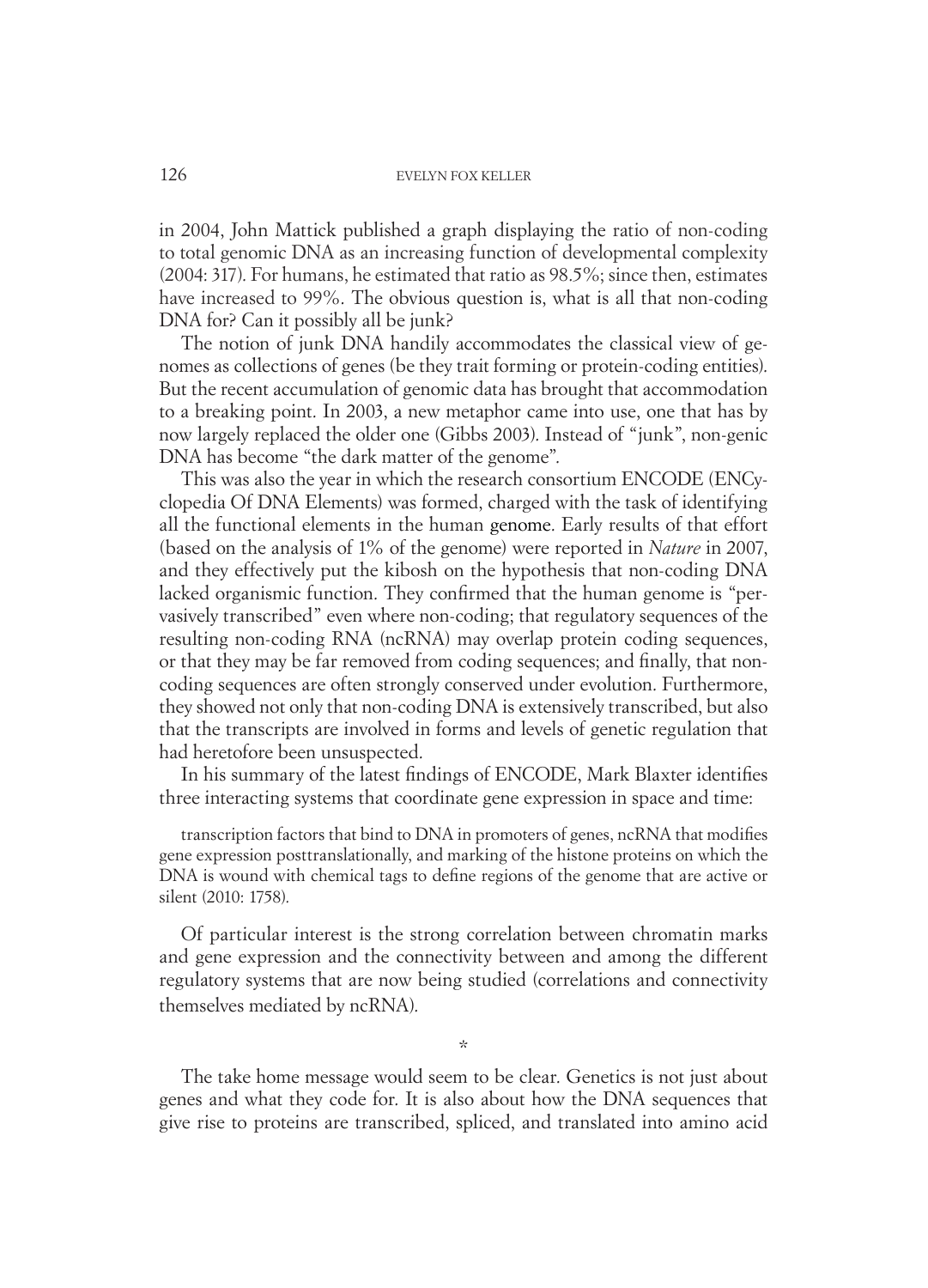in 2004, John Mattick published a graph displaying the ratio of non-coding to total genomic DNA as an increasing function of developmental complexity (2004: 317). For humans, he estimated that ratio as 98.5%; since then, estimates have increased to 99%. The obvious question is, what is all that non-coding DNA for? Can it possibly all be junk?

The notion of junk DNA handily accommodates the classical view of genomes as collections of genes (be they trait forming or protein-coding entities). But the recent accumulation of genomic data has brought that accommodation to a breaking point. In 2003, a new metaphor came into use, one that has by now largely replaced the older one (Gibbs 2003). Instead of "junk", non-genic DNA has become "the dark matter of the genome".

This was also the year in which the research consortium ENCODE (ENCyclopedia Of DNA Elements) was formed, charged with the task of identifying all the functional elements in the human genome. Early results of that effort (based on the analysis of 1% of the genome) were reported in *Nature* in 2007, and they effectively put the kibosh on the hypothesis that non-coding DNA lacked organismic function. They confirmed that the human genome is "pervasively transcribed" even where non-coding; that regulatory sequences of the resulting non-coding RNA (ncRNA) may overlap protein coding sequences, or that they may be far removed from coding sequences; and finally, that non-coding sequences are often strongly conserved under evolution. Furthermore, they showed not only that non-coding DNA is extensively transcribed, but also that the transcripts are involved in forms and levels of genetic regulation that had heretofore been unsuspected.

In his summary of the latest findings of ENCODE, Mark Blaxter identifies three interacting systems that coordinate gene expression in space and time:

> transcription factors that bind to DNA in promoters of genes, ncRNA that modifies gene expression posttranslationally, and marking of the histone proteins on which the DNA is wound with chemical tags to define regions of the genome that are active or silent (2010: 1758).

Of particular interest is the strong correlation between chromatin marks and gene expression and the connectivity between and among the different regulatory systems that are now being studied (correlations and connectivity themselves mediated by ncRNA).

*

The take home message would seem to be clear. Genetics is not just about genes and what they code for. It is also about how the DNA sequences that give rise to proteins are transcribed, spliced, and translated into amino acid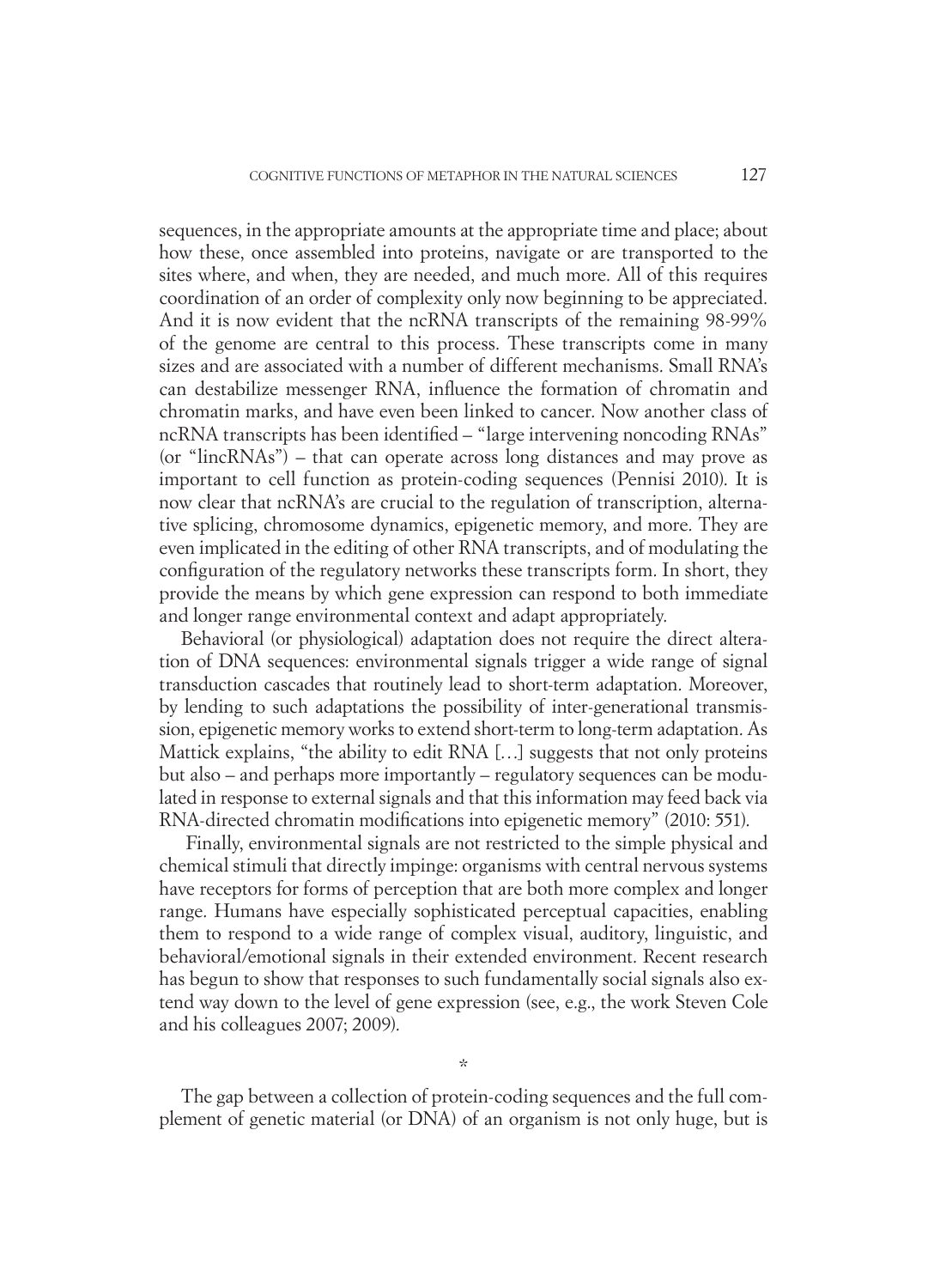sequences, in the appropriate amounts at the appropriate time and place; about how these, once assembled into proteins, navigate or are transported to the sites where, and when, they are needed, and much more. All of this requires coordination of an order of complexity only now beginning to be appreciated. And it is now evident that the ncRNA transcripts of the remaining 98-99% of the genome are central to this process. These transcripts come in many sizes and are associated with a number of different mechanisms. Small RNA's can destabilize messenger RNA, influence the formation of chromatin and chromatin marks, and have even been linked to cancer. Now another class of ncRNA transcripts has been identified – "large intervening noncoding RNAs" (or "lincRNAs") – that can operate across long distances and may prove as important to cell function as protein-coding sequences (Pennisi 2010). It is now clear that ncRNA's are crucial to the regulation of transcription, alternative splicing, chromosome dynamics, epigenetic memory, and more. They are even implicated in the editing of other RNA transcripts, and of modulating the configuration of the regulatory networks these transcripts form. In short, they provide the means by which gene expression can respond to both immediate and longer range environmental context and adapt appropriately.

Behavioral (or physiological) adaptation does not require the direct alteration of DNA sequences: environmental signals trigger a wide range of signal transduction cascades that routinely lead to short-term adaptation. Moreover, by lending to such adaptations the possibility of inter-generational transmission, epigenetic memory works to extend short-term to long-term adaptation. As Mattick explains, "the ability to edit RNA […] suggests that not only proteins but also – and perhaps more importantly – regulatory sequences can be modulated in response to external signals and that this information may feed back via RNA-directed chromatin modifications into epigenetic memory" (2010: 551).

Finally, environmental signals are not restricted to the simple physical and chemical stimuli that directly impinge: organisms with central nervous systems have receptors for forms of perception that are both more complex and longer range. Humans have especially sophisticated perceptual capacities, enabling them to respond to a wide range of complex visual, auditory, linguistic, and behavioral/emotional signals in their extended environment. Recent research has begun to show that responses to such fundamentally social signals also extend way down to the level of gene expression (see, e.g., the work Steven Cole and his colleagues 2007; 2009).

*

The gap between a collection of protein-coding sequences and the full complement of genetic material (or DNA) of an organism is not only huge, but is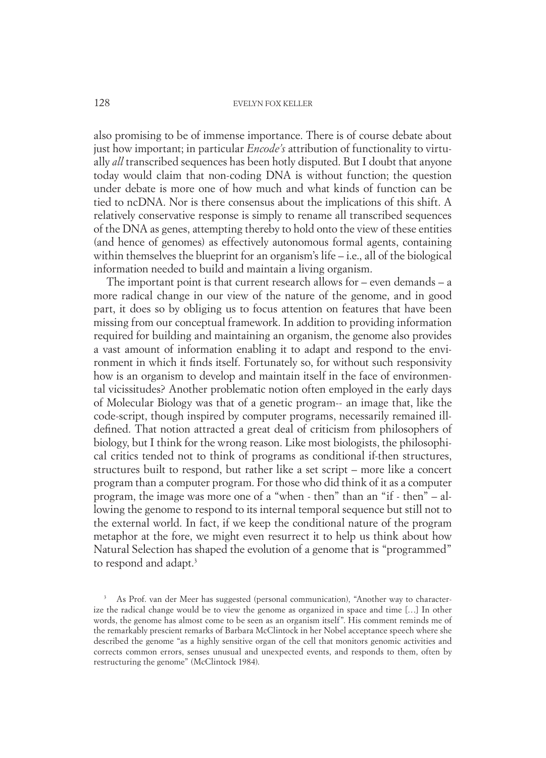also promising to be of immense importance. There is of course debate about just how important; in particular *Encode's* attribution of functionality to virtually *all* transcribed sequences has been hotly disputed. But I doubt that anyone today would claim that non-coding DNA is without function; the question under debate is more one of how much and what kinds of function can be tied to ncDNA. Nor is there consensus about the implications of this shift. A relatively conservative response is simply to rename all transcribed sequences of the DNA as genes, attempting thereby to hold onto the view of these entities (and hence of genomes) as effectively autonomous formal agents, containing within themselves the blueprint for an organism's life – i.e., all of the biological information needed to build and maintain a living organism.

The important point is that current research allows for – even demands – a more radical change in our view of the nature of the genome, and in good part, it does so by obliging us to focus attention on features that have been missing from our conceptual framework. In addition to providing information required for building and maintaining an organism, the genome also provides a vast amount of information enabling it to adapt and respond to the environment in which it finds itself. Fortunately so, for without such responsivity how is an organism to develop and maintain itself in the face of environmental vicissitudes? Another problematic notion often employed in the early days of Molecular Biology was that of a genetic program-- an image that, like the code-script, though inspired by computer programs, necessarily remained ill-defined. That notion attracted a great deal of criticism from philosophers of biology, but I think for the wrong reason. Like most biologists, the philosophical critics tended not to think of programs as conditional if-then structures, structures built to respond, but rather like a set script – more like a concert program than a computer program. For those who did think of it as a computer program, the image was more one of a "when - then" than an "if - then" – allowing the genome to respond to its internal temporal sequence but still not to the external world. In fact, if we keep the conditional nature of the program metaphor at the fore, we might even resurrect it to help us think about how Natural Selection has shaped the evolution of a genome that is "programmed" to respond and adapt.[3]

[3] As Prof. van der Meer has suggested (personal communication), "Another way to characterize the radical change would be to view the genome as organized in space and time […] In other words, the genome has almost come to be seen as an organism itself". His comment reminds me of the remarkably prescient remarks of Barbara McClintock in her Nobel acceptance speech where she described the genome "as a highly sensitive organ of the cell that monitors genomic activities and corrects common errors, senses unusual and unexpected events, and responds to them, often by restructuring the genome" (McClintock 1984).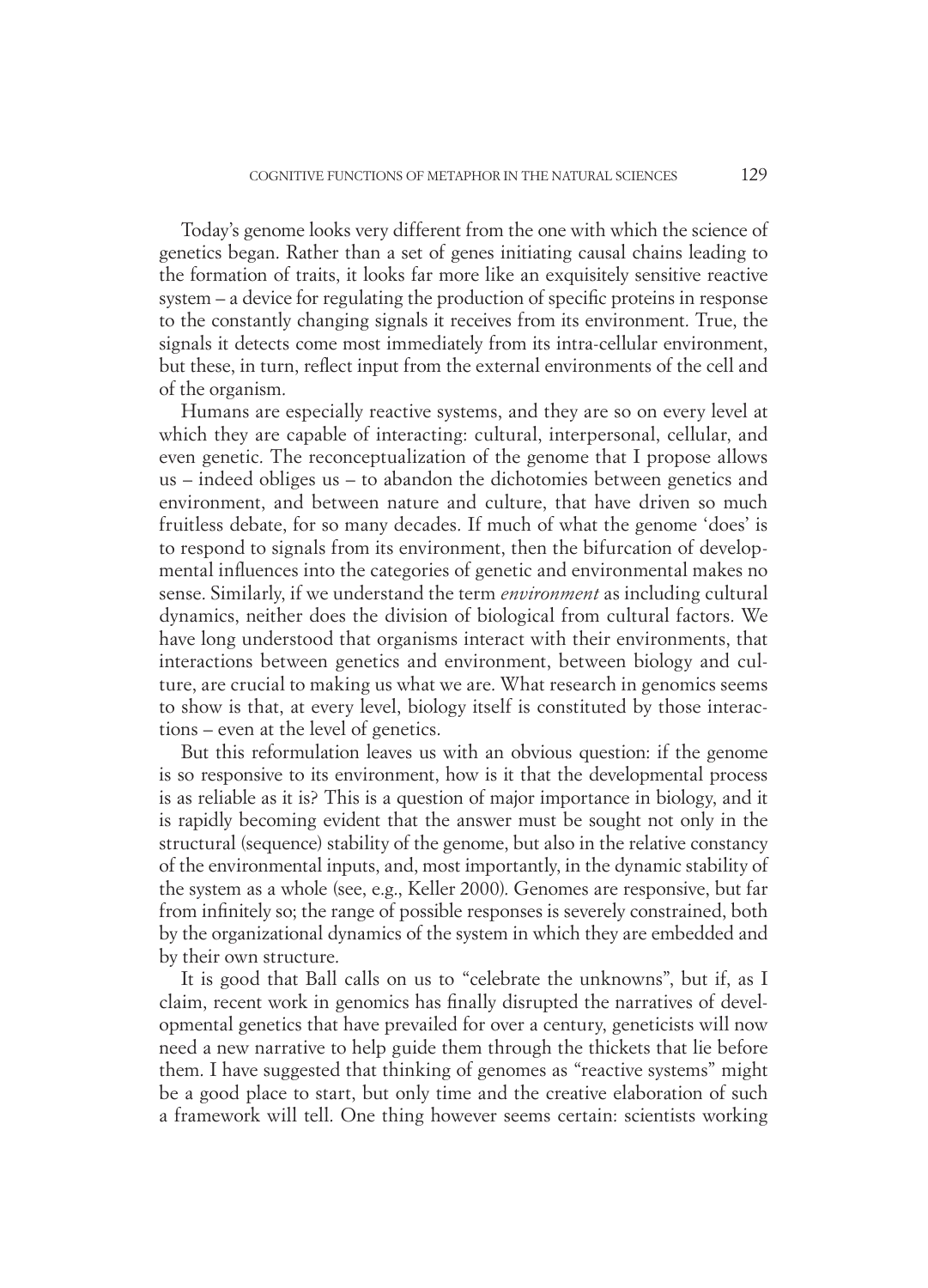Today's genome looks very different from the one with which the science of genetics began. Rather than a set of genes initiating causal chains leading to the formation of traits, it looks far more like an exquisitely sensitive reactive system – a device for regulating the production of specific proteins in response to the constantly changing signals it receives from its environment. True, the signals it detects come most immediately from its intra-cellular environment, but these, in turn, reflect input from the external environments of the cell and of the organism.

Humans are especially reactive systems, and they are so on every level at which they are capable of interacting: cultural, interpersonal, cellular, and even genetic. The reconceptualization of the genome that I propose allows us – indeed obliges us – to abandon the dichotomies between genetics and environment, and between nature and culture, that have driven so much fruitless debate, for so many decades. If much of what the genome 'does' is to respond to signals from its environment, then the bifurcation of developmental influences into the categories of genetic and environmental makes no sense. Similarly, if we understand the term *environment* as including cultural dynamics, neither does the division of biological from cultural factors. We have long understood that organisms interact with their environments, that interactions between genetics and environment, between biology and culture, are crucial to making us what we are. What research in genomics seems to show is that, at every level, biology itself is constituted by those interactions – even at the level of genetics.

But this reformulation leaves us with an obvious question: if the genome is so responsive to its environment, how is it that the developmental process is as reliable as it is? This is a question of major importance in biology, and it is rapidly becoming evident that the answer must be sought not only in the structural (sequence) stability of the genome, but also in the relative constancy of the environmental inputs, and, most importantly, in the dynamic stability of the system as a whole (see, e.g., Keller 2000). Genomes are responsive, but far from infinitely so; the range of possible responses is severely constrained, both by the organizational dynamics of the system in which they are embedded and by their own structure.

It is good that Ball calls on us to "celebrate the unknowns", but if, as I claim, recent work in genomics has finally disrupted the narratives of developmental genetics that have prevailed for over a century, geneticists will now need a new narrative to help guide them through the thickets that lie before them. I have suggested that thinking of genomes as "reactive systems" might be a good place to start, but only time and the creative elaboration of such a framework will tell. One thing however seems certain: scientists working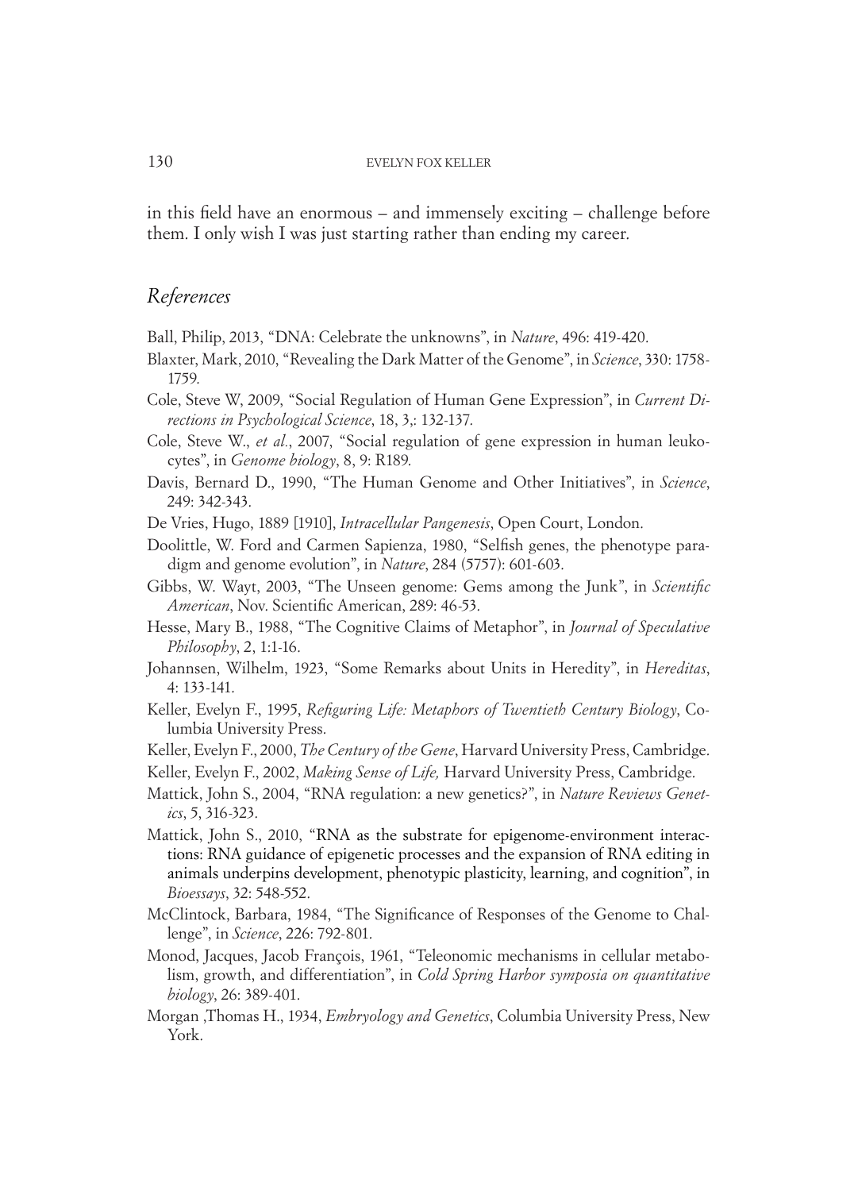in this field have an enormous – and immensely exciting – challenge before them. I only wish I was just starting rather than ending my career.

## *References*

Ball, Philip, 2013, "DNA: Celebrate the unknowns", in *Nature*, 496: 419-420.

Blaxter, Mark, 2010, "Revealing the Dark Matter of the Genome", in *Science*, 330: 1758-1759.

Cole, Steve W, 2009, "Social Regulation of Human Gene Expression", in *Current Directions in Psychological Science*, 18, 3,: 132-137.

Cole, Steve W., *et al.*, 2007, "Social regulation of gene expression in human leukocytes", in *Genome biology*, 8, 9: R189.

Davis, Bernard D., 1990, "The Human Genome and Other Initiatives", in *Science*, 249: 342-343.

De Vries, Hugo, 1889 [1910], *Intracellular Pangenesis*, Open Court, London.

Doolittle, W. Ford and Carmen Sapienza, 1980, "Selfish genes, the phenotype paradigm and genome evolution", in *Nature*, 284 (5757): 601-603.

Gibbs, W. Wayt, 2003, "The Unseen genome: Gems among the Junk", in *Scientific American*, Nov. Scientific American, 289: 46-53.

Hesse, Mary B., 1988, "The Cognitive Claims of Metaphor", in *Journal of Speculative Philosophy*, 2, 1:1-16.

Johannsen, Wilhelm, 1923, "Some Remarks about Units in Heredity", in *Hereditas*, 4: 133-141.

Keller, Evelyn F., 1995, *Refiguring Life: Metaphors of Twentieth Century Biology*, Columbia University Press.

Keller, Evelyn F., 2000, *The Century of the Gene*, Harvard University Press, Cambridge.

Keller, Evelyn F., 2002, *Making Sense of Life,* Harvard University Press, Cambridge.

Mattick, John S., 2004, "RNA regulation: a new genetics?", in *Nature Reviews Genetics*, 5, 316-323.

Mattick, John S., 2010, "RNA as the substrate for epigenome-environment interactions: RNA guidance of epigenetic processes and the expansion of RNA editing in animals underpins development, phenotypic plasticity, learning, and cognition", in *Bioessays*, 32: 548-552.

McClintock, Barbara, 1984, "The Significance of Responses of the Genome to Challenge", in *Science*, 226: 792-801.

Monod, Jacques, Jacob François, 1961, "Teleonomic mechanisms in cellular metabolism, growth, and differentiation", in *Cold Spring Harbor symposia on quantitative biology*, 26: 389-401.

Morgan ,Thomas H., 1934, *Embryology and Genetics*, Columbia University Press, New York.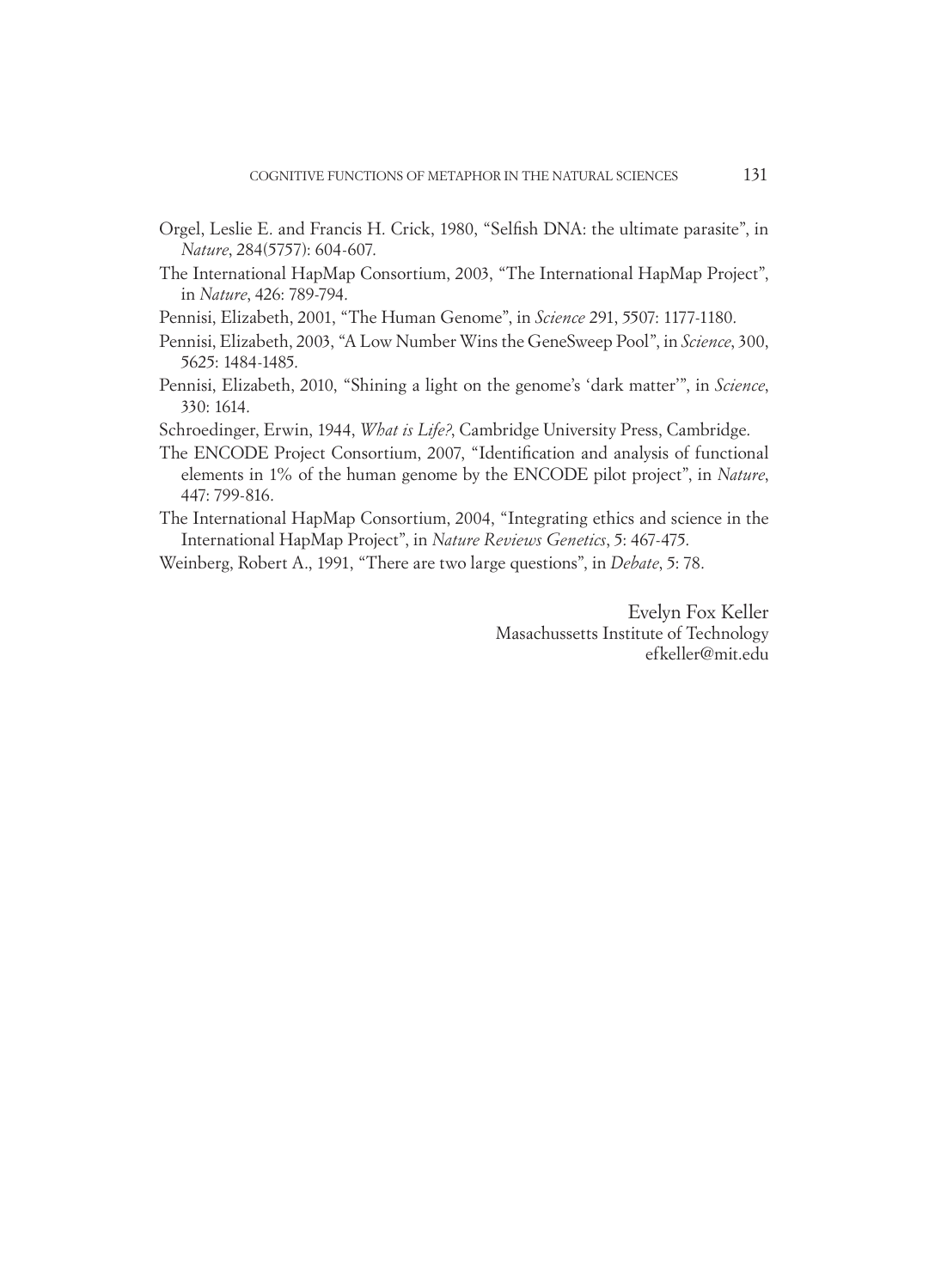Orgel, Leslie E. and Francis H. Crick, 1980, "Selfish DNA: the ultimate parasite", in *Nature*, 284(5757): 604-607.

The International HapMap Consortium, 2003, "The International HapMap Project", in *Nature*, 426: 789-794.

Pennisi, Elizabeth, 2001, "The Human Genome", in *Science* 291, 5507: 1177-1180.

Pennisi, Elizabeth, 2003, "A Low Number Wins the GeneSweep Pool", in *Science*, 300, 5625: 1484-1485.

Pennisi, Elizabeth, 2010, "Shining a light on the genome's 'dark matter'", in *Science*, 330: 1614.

Schroedinger, Erwin, 1944, *What is Life?*, Cambridge University Press, Cambridge.

The ENCODE Project Consortium, 2007, "Identification and analysis of functional elements in 1% of the human genome by the ENCODE pilot project", in *Nature*, 447: 799-816.

The International HapMap Consortium, 2004, "Integrating ethics and science in the International HapMap Project", in *Nature Reviews Genetics*, 5: 467-475.

Weinberg, Robert A., 1991, "There are two large questions", in *Debate*, 5: 78.

Evelyn Fox Keller
Masachussetts Institute of Technology
efkeller@mit.edu